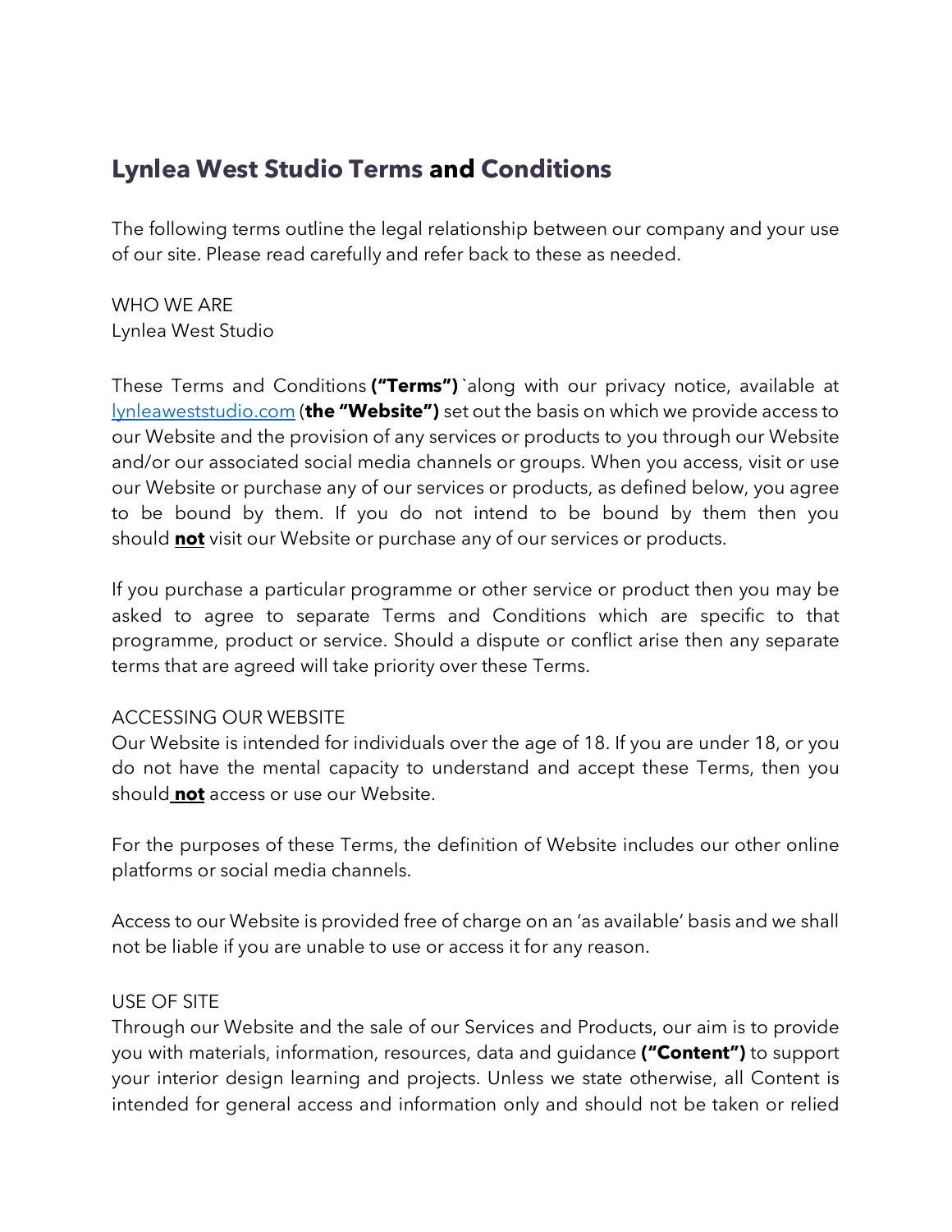# Lynlea West Studio Terms and Conditions

The following terms outline the legal relationship between our company and your use of our site. Please read carefully and refer back to these as needed.

WHO WE ARE
Lynlea West Studio

These Terms and Conditions **("Terms")**`along with our privacy notice, available at lynleaweststudio.com (**the "Website")** set out the basis on which we provide access to our Website and the provision of any services or products to you through our Website and/or our associated social media channels or groups. When you access, visit or use our Website or purchase any of our services or products, as defined below, you agree to be bound by them. If you do not intend to be bound by them then you should **not** visit our Website or purchase any of our services or products.

If you purchase a particular programme or other service or product then you may be asked to agree to separate Terms and Conditions which are specific to that programme, product or service. Should a dispute or conflict arise then any separate terms that are agreed will take priority over these Terms.

ACCESSING OUR WEBSITE
Our Website is intended for individuals over the age of 18. If you are under 18, or you do not have the mental capacity to understand and accept these Terms, then you should **not** access or use our Website.

For the purposes of these Terms, the definition of Website includes our other online platforms or social media channels.

Access to our Website is provided free of charge on an 'as available' basis and we shall not be liable if you are unable to use or access it for any reason.

USE OF SITE
Through our Website and the sale of our Services and Products, our aim is to provide you with materials, information, resources, data and guidance **("Content")** to support your interior design learning and projects. Unless we state otherwise, all Content is intended for general access and information only and should not be taken or relied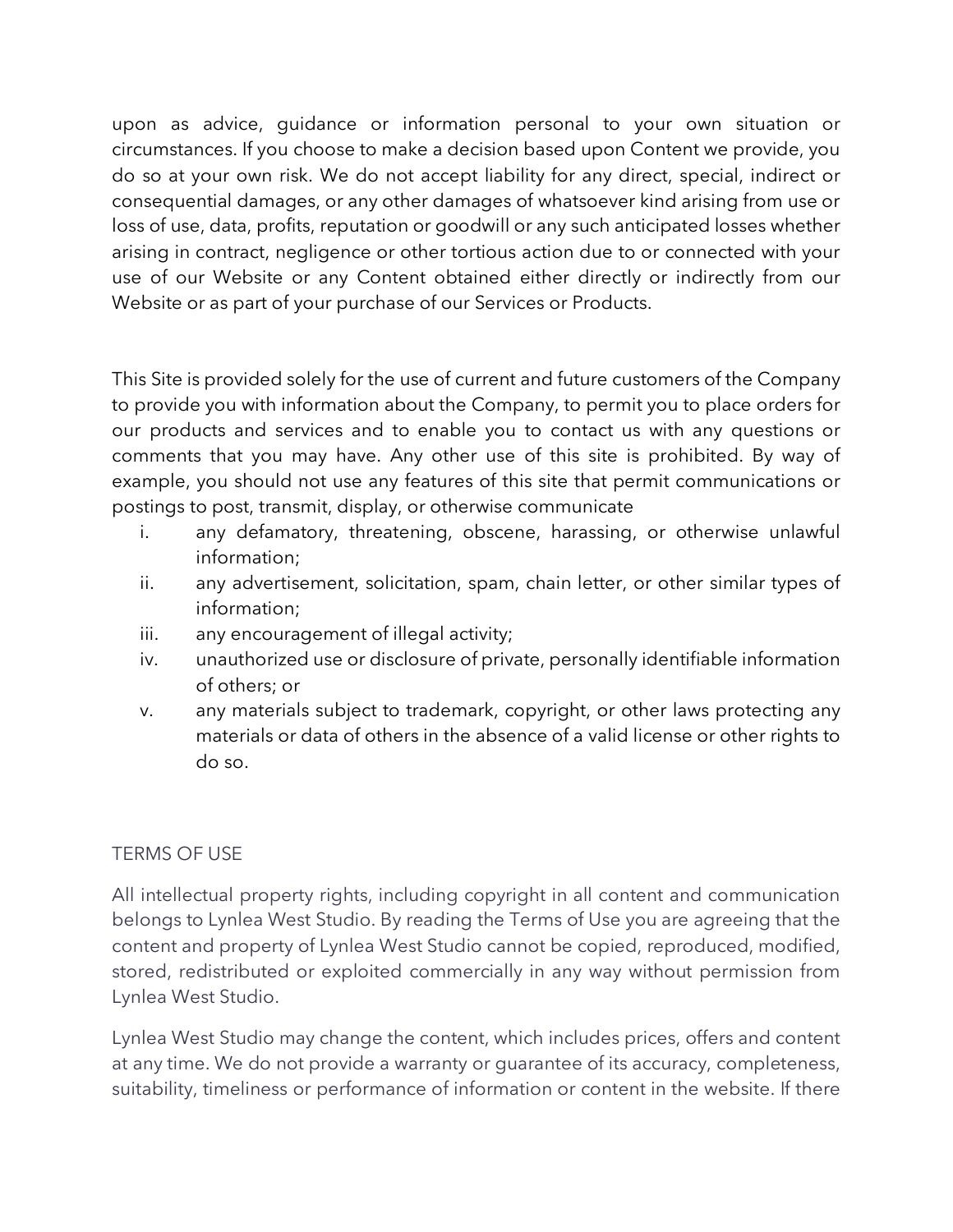upon as advice, guidance or information personal to your own situation or circumstances. If you choose to make a decision based upon Content we provide, you do so at your own risk. We do not accept liability for any direct, special, indirect or consequential damages, or any other damages of whatsoever kind arising from use or loss of use, data, profits, reputation or goodwill or any such anticipated losses whether arising in contract, negligence or other tortious action due to or connected with your use of our Website or any Content obtained either directly or indirectly from our Website or as part of your purchase of our Services or Products.

This Site is provided solely for the use of current and future customers of the Company to provide you with information about the Company, to permit you to place orders for our products and services and to enable you to contact us with any questions or comments that you may have. Any other use of this site is prohibited. By way of example, you should not use any features of this site that permit communications or postings to post, transmit, display, or otherwise communicate

i. any defamatory, threatening, obscene, harassing, or otherwise unlawful information;
ii. any advertisement, solicitation, spam, chain letter, or other similar types of information;
iii. any encouragement of illegal activity;
iv. unauthorized use or disclosure of private, personally identifiable information of others; or
v. any materials subject to trademark, copyright, or other laws protecting any materials or data of others in the absence of a valid license or other rights to do so.

## TERMS OF USE

All intellectual property rights, including copyright in all content and communication belongs to Lynlea West Studio. By reading the Terms of Use you are agreeing that the content and property of Lynlea West Studio cannot be copied, reproduced, modified, stored, redistributed or exploited commercially in any way without permission from Lynlea West Studio.

Lynlea West Studio may change the content, which includes prices, offers and content at any time. We do not provide a warranty or guarantee of its accuracy, completeness, suitability, timeliness or performance of information or content in the website. If there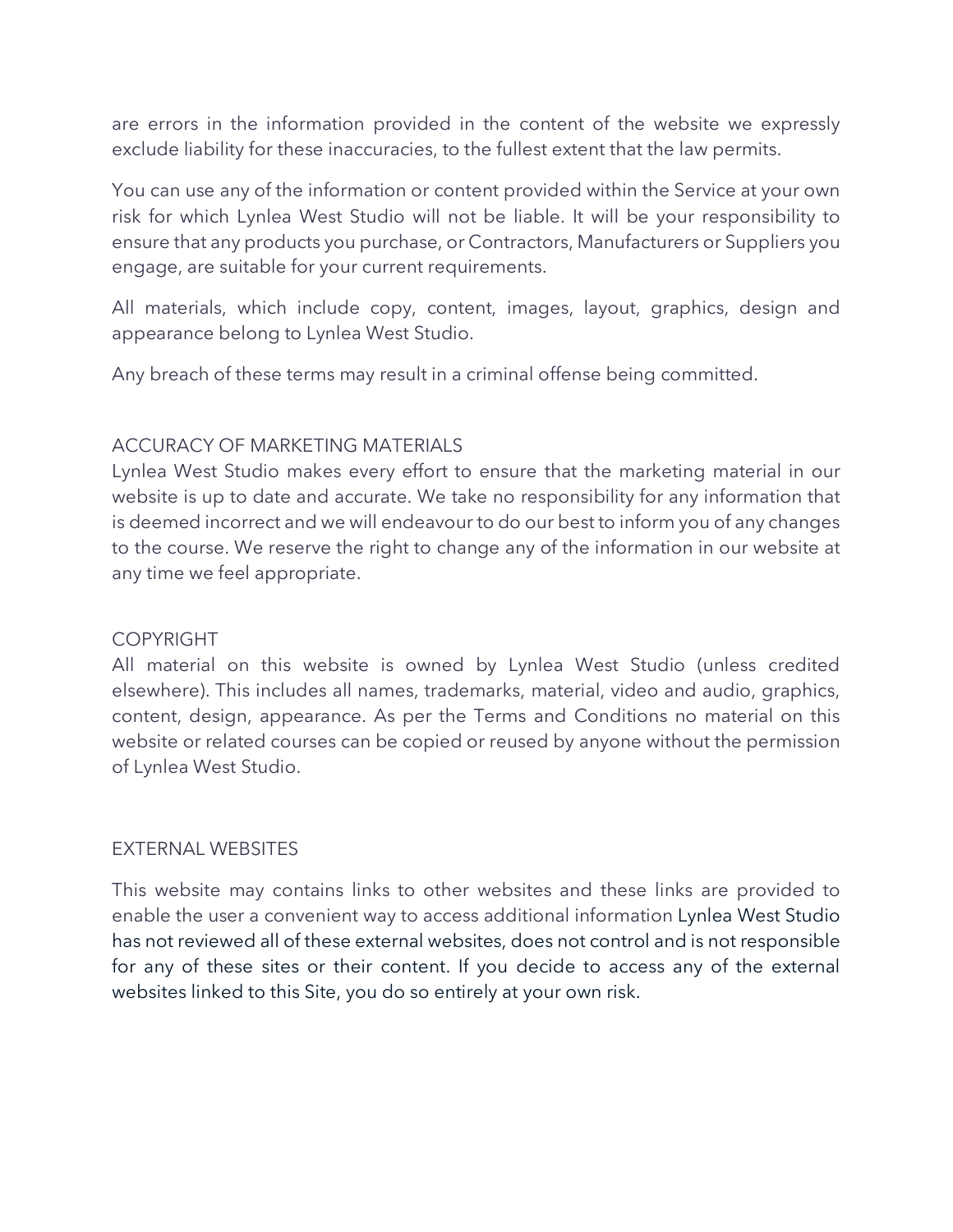are errors in the information provided in the content of the website we expressly exclude liability for these inaccuracies, to the fullest extent that the law permits.

You can use any of the information or content provided within the Service at your own risk for which Lynlea West Studio will not be liable. It will be your responsibility to ensure that any products you purchase, or Contractors, Manufacturers or Suppliers you engage, are suitable for your current requirements.

All materials, which include copy, content, images, layout, graphics, design and appearance belong to Lynlea West Studio.

Any breach of these terms may result in a criminal offense being committed.

## ACCURACY OF MARKETING MATERIALS

Lynlea West Studio makes every effort to ensure that the marketing material in our website is up to date and accurate. We take no responsibility for any information that is deemed incorrect and we will endeavour to do our best to inform you of any changes to the course. We reserve the right to change any of the information in our website at any time we feel appropriate.

## COPYRIGHT

All material on this website is owned by Lynlea West Studio (unless credited elsewhere). This includes all names, trademarks, material, video and audio, graphics, content, design, appearance. As per the Terms and Conditions no material on this website or related courses can be copied or reused by anyone without the permission of Lynlea West Studio.

## EXTERNAL WEBSITES

This website may contains links to other websites and these links are provided to enable the user a convenient way to access additional information Lynlea West Studio has not reviewed all of these external websites, does not control and is not responsible for any of these sites or their content. If you decide to access any of the external websites linked to this Site, you do so entirely at your own risk.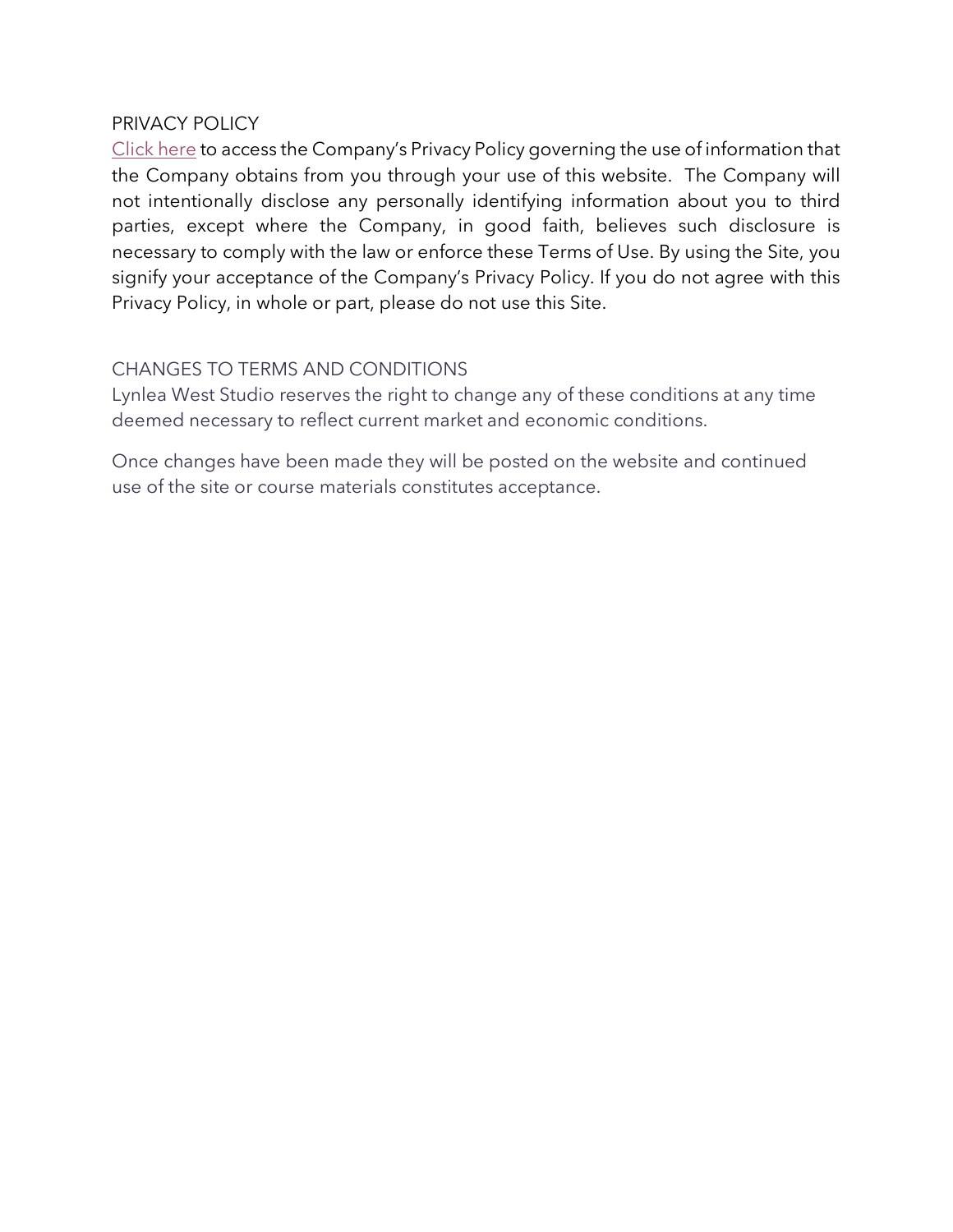## PRIVACY POLICY

Click here to access the Company's Privacy Policy governing the use of information that the Company obtains from you through your use of this website. The Company will not intentionally disclose any personally identifying information about you to third parties, except where the Company, in good faith, believes such disclosure is necessary to comply with the law or enforce these Terms of Use. By using the Site, you signify your acceptance of the Company's Privacy Policy. If you do not agree with this Privacy Policy, in whole or part, please do not use this Site.

## CHANGES TO TERMS AND CONDITIONS

Lynlea West Studio reserves the right to change any of these conditions at any time deemed necessary to reflect current market and economic conditions.

Once changes have been made they will be posted on the website and continued use of the site or course materials constitutes acceptance.